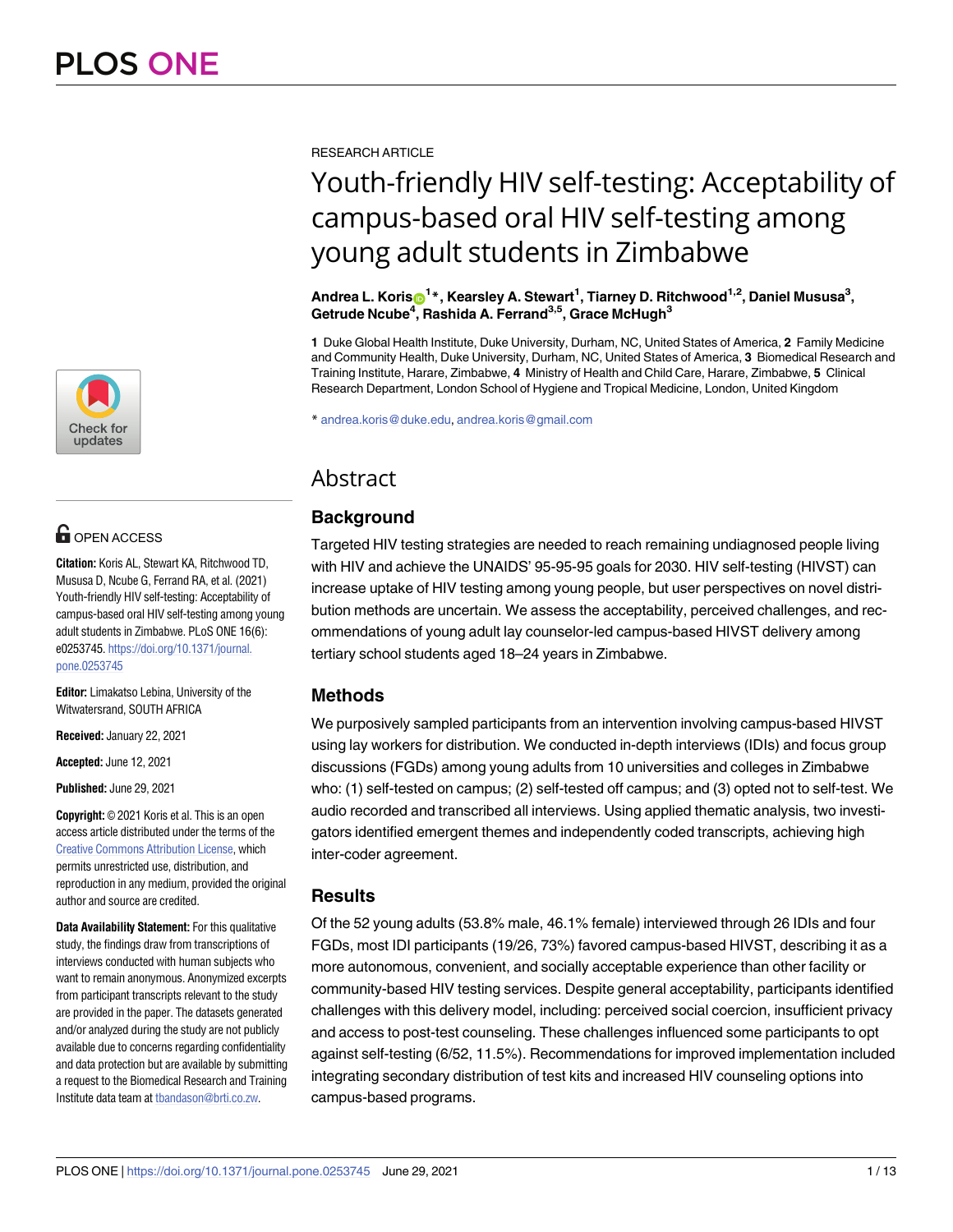RESEARCH ARTICLE

# Youth-friendly HIV self-testing: Acceptability of campus-based oral HIV self-testing among young adult students in Zimbabwe

**Andrea L. Koris[1]*, Kearsley A. Stewart[1], Tiarney D. Ritchwood[1,2], Daniel Mususa[3], Getrude Ncube[4], Rashida A. Ferrand[3,5], Grace McHugh[3]**

**1** Duke Global Health Institute, Duke University, Durham, NC, United States of America, **2** Family Medicine and Community Health, Duke University, Durham, NC, United States of America, **3** Biomedical Research and Training Institute, Harare, Zimbabwe, **4** Ministry of Health and Child Care, Harare, Zimbabwe, **5** Clinical Research Department, London School of Hygiene and Tropical Medicine, London, United Kingdom

* andrea.koris@duke.edu, andrea.koris@gmail.com

OPEN ACCESS

**Citation:** Koris AL, Stewart KA, Ritchwood TD, Mususa D, Ncube G, Ferrand RA, et al. (2021) Youth-friendly HIV self-testing: Acceptability of campus-based oral HIV self-testing among young adult students in Zimbabwe. PLoS ONE 16(6): e0253745. https://doi.org/10.1371/journal.pone.0253745

**Editor:** Limakatso Lebina, University of the Witwatersrand, SOUTH AFRICA

**Received:** January 22, 2021

**Accepted:** June 12, 2021

**Published:** June 29, 2021

**Copyright:** © 2021 Koris et al. This is an open access article distributed under the terms of the Creative Commons Attribution License, which permits unrestricted use, distribution, and reproduction in any medium, provided the original author and source are credited.

**Data Availability Statement:** For this qualitative study, the findings draw from transcriptions of interviews conducted with human subjects who want to remain anonymous. Anonymized excerpts from participant transcripts relevant to the study are provided in the paper. The datasets generated and/or analyzed during the study are not publicly available due to concerns regarding confidentiality and data protection but are available by submitting a request to the Biomedical Research and Training Institute data team at tbandason@brti.co.zw.

## Abstract

### Background

Targeted HIV testing strategies are needed to reach remaining undiagnosed people living with HIV and achieve the UNAIDS' 95-95-95 goals for 2030. HIV self-testing (HIVST) can increase uptake of HIV testing among young people, but user perspectives on novel distribution methods are uncertain. We assess the acceptability, perceived challenges, and recommendations of young adult lay counselor-led campus-based HIVST delivery among tertiary school students aged 18–24 years in Zimbabwe.

### Methods

We purposively sampled participants from an intervention involving campus-based HIVST using lay workers for distribution. We conducted in-depth interviews (IDIs) and focus group discussions (FGDs) among young adults from 10 universities and colleges in Zimbabwe who: (1) self-tested on campus; (2) self-tested off campus; and (3) opted not to self-test. We audio recorded and transcribed all interviews. Using applied thematic analysis, two investigators identified emergent themes and independently coded transcripts, achieving high inter-coder agreement.

### Results

Of the 52 young adults (53.8% male, 46.1% female) interviewed through 26 IDIs and four FGDs, most IDI participants (19/26, 73%) favored campus-based HIVST, describing it as a more autonomous, convenient, and socially acceptable experience than other facility or community-based HIV testing services. Despite general acceptability, participants identified challenges with this delivery model, including: perceived social coercion, insufficient privacy and access to post-test counseling. These challenges influenced some participants to opt against self-testing (6/52, 11.5%). Recommendations for improved implementation included integrating secondary distribution of test kits and increased HIV counseling options into campus-based programs.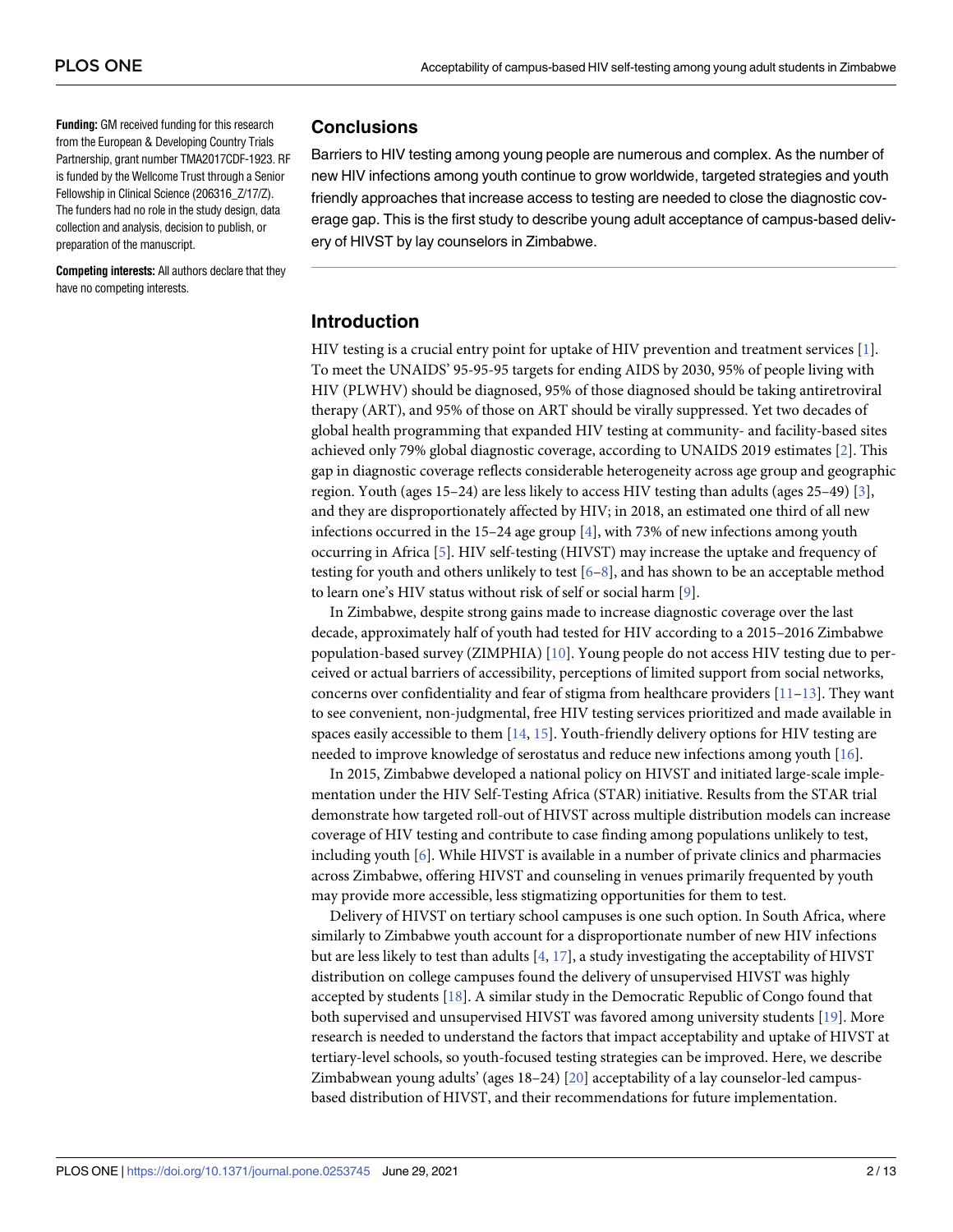**Funding:** GM received funding for this research from the European & Developing Country Trials Partnership, grant number TMA2017CDF-1923. RF is funded by the Wellcome Trust through a Senior Fellowship in Clinical Science (206316_Z/17/Z). The funders had no role in the study design, data collection and analysis, decision to publish, or preparation of the manuscript.

**Competing interests:** All authors declare that they have no competing interests.

## Conclusions

Barriers to HIV testing among young people are numerous and complex. As the number of new HIV infections among youth continue to grow worldwide, targeted strategies and youth friendly approaches that increase access to testing are needed to close the diagnostic coverage gap. This is the first study to describe young adult acceptance of campus-based delivery of HIVST by lay counselors in Zimbabwe.

## Introduction

HIV testing is a crucial entry point for uptake of HIV prevention and treatment services [1]. To meet the UNAIDS' 95-95-95 targets for ending AIDS by 2030, 95% of people living with HIV (PLWHV) should be diagnosed, 95% of those diagnosed should be taking antiretroviral therapy (ART), and 95% of those on ART should be virally suppressed. Yet two decades of global health programming that expanded HIV testing at community- and facility-based sites achieved only 79% global diagnostic coverage, according to UNAIDS 2019 estimates [2]. This gap in diagnostic coverage reflects considerable heterogeneity across age group and geographic region. Youth (ages 15–24) are less likely to access HIV testing than adults (ages 25–49) [3], and they are disproportionately affected by HIV; in 2018, an estimated one third of all new infections occurred in the 15–24 age group [4], with 73% of new infections among youth occurring in Africa [5]. HIV self-testing (HIVST) may increase the uptake and frequency of testing for youth and others unlikely to test [6–8], and has shown to be an acceptable method to learn one's HIV status without risk of self or social harm [9].

In Zimbabwe, despite strong gains made to increase diagnostic coverage over the last decade, approximately half of youth had tested for HIV according to a 2015–2016 Zimbabwe population-based survey (ZIMPHIA) [10]. Young people do not access HIV testing due to perceived or actual barriers of accessibility, perceptions of limited support from social networks, concerns over confidentiality and fear of stigma from healthcare providers [11–13]. They want to see convenient, non-judgmental, free HIV testing services prioritized and made available in spaces easily accessible to them [14, 15]. Youth-friendly delivery options for HIV testing are needed to improve knowledge of serostatus and reduce new infections among youth [16].

In 2015, Zimbabwe developed a national policy on HIVST and initiated large-scale implementation under the HIV Self-Testing Africa (STAR) initiative. Results from the STAR trial demonstrate how targeted roll-out of HIVST across multiple distribution models can increase coverage of HIV testing and contribute to case finding among populations unlikely to test, including youth [6]. While HIVST is available in a number of private clinics and pharmacies across Zimbabwe, offering HIVST and counseling in venues primarily frequented by youth may provide more accessible, less stigmatizing opportunities for them to test.

Delivery of HIVST on tertiary school campuses is one such option. In South Africa, where similarly to Zimbabwe youth account for a disproportionate number of new HIV infections but are less likely to test than adults [4, 17], a study investigating the acceptability of HIVST distribution on college campuses found the delivery of unsupervised HIVST was highly accepted by students [18]. A similar study in the Democratic Republic of Congo found that both supervised and unsupervised HIVST was favored among university students [19]. More research is needed to understand the factors that impact acceptability and uptake of HIVST at tertiary-level schools, so youth-focused testing strategies can be improved. Here, we describe Zimbabwean young adults' (ages 18–24) [20] acceptability of a lay counselor-led campus-based distribution of HIVST, and their recommendations for future implementation.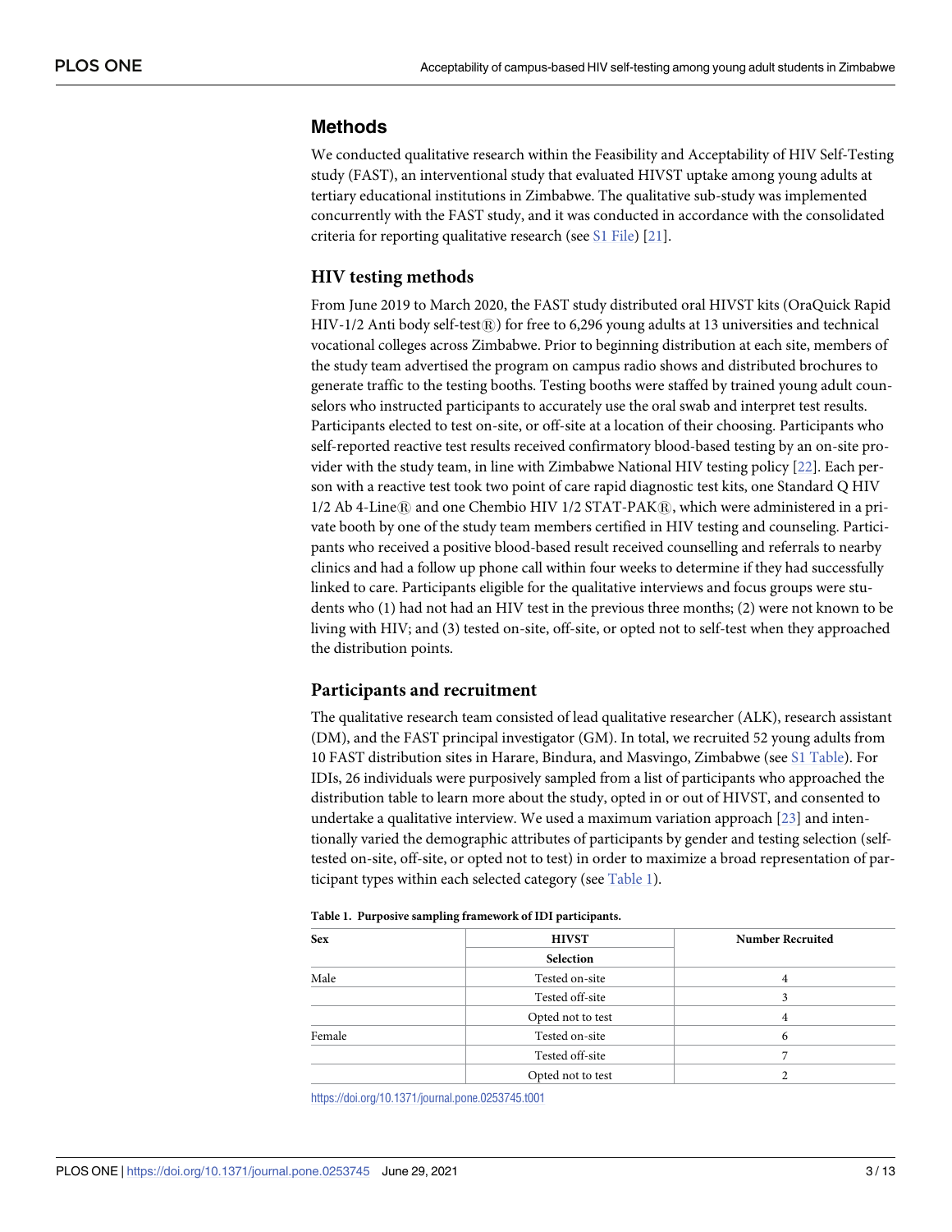## Methods

We conducted qualitative research within the Feasibility and Acceptability of HIV Self-Testing study (FAST), an interventional study that evaluated HIVST uptake among young adults at tertiary educational institutions in Zimbabwe. The qualitative sub-study was implemented concurrently with the FAST study, and it was conducted in accordance with the consolidated criteria for reporting qualitative research (see S1 File) [21].

### HIV testing methods

From June 2019 to March 2020, the FAST study distributed oral HIVST kits (OraQuick Rapid HIV-1/2 Anti body self-test®) for free to 6,296 young adults at 13 universities and technical vocational colleges across Zimbabwe. Prior to beginning distribution at each site, members of the study team advertised the program on campus radio shows and distributed brochures to generate traffic to the testing booths. Testing booths were staffed by trained young adult counselors who instructed participants to accurately use the oral swab and interpret test results. Participants elected to test on-site, or off-site at a location of their choosing. Participants who self-reported reactive test results received confirmatory blood-based testing by an on-site provider with the study team, in line with Zimbabwe National HIV testing policy [22]. Each person with a reactive test took two point of care rapid diagnostic test kits, one Standard Q HIV 1/2 Ab 4-Line® and one Chembio HIV 1/2 STAT-PAK®, which were administered in a private booth by one of the study team members certified in HIV testing and counseling. Participants who received a positive blood-based result received counselling and referrals to nearby clinics and had a follow up phone call within four weeks to determine if they had successfully linked to care. Participants eligible for the qualitative interviews and focus groups were students who (1) had not had an HIV test in the previous three months; (2) were not known to be living with HIV; and (3) tested on-site, off-site, or opted not to self-test when they approached the distribution points.

### Participants and recruitment

The qualitative research team consisted of lead qualitative researcher (ALK), research assistant (DM), and the FAST principal investigator (GM). In total, we recruited 52 young adults from 10 FAST distribution sites in Harare, Bindura, and Masvingo, Zimbabwe (see S1 Table). For IDIs, 26 individuals were purposively sampled from a list of participants who approached the distribution table to learn more about the study, opted in or out of HIVST, and consented to undertake a qualitative interview. We used a maximum variation approach [23] and intentionally varied the demographic attributes of participants by gender and testing selection (self-tested on-site, off-site, or opted not to test) in order to maximize a broad representation of participant types within each selected category (see Table 1).

**Table 1. Purposive sampling framework of IDI participants.**

| Sex | HIVST Selection | Number Recruited |
|---|---|---|
| Male | Tested on-site | 4 |
| | Tested off-site | 3 |
| | Opted not to test | 4 |
| Female | Tested on-site | 6 |
| | Tested off-site | 7 |
| | Opted not to test | 2 |

https://doi.org/10.1371/journal.pone.0253745.t001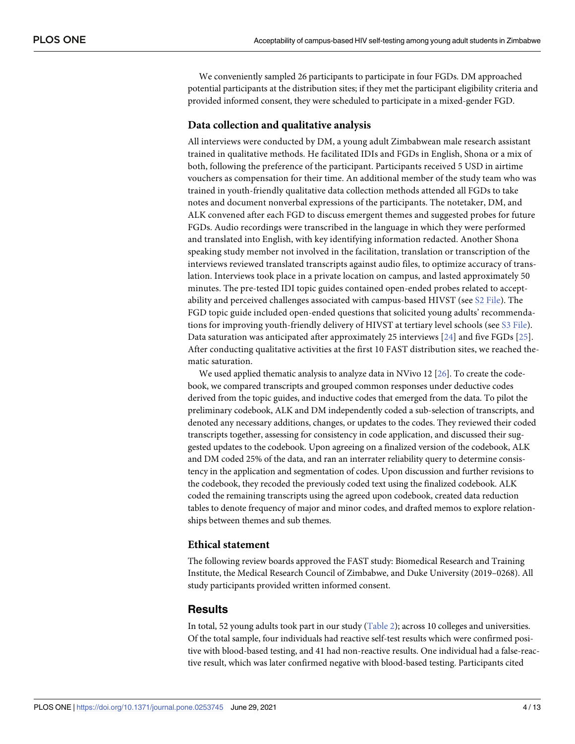We conveniently sampled 26 participants to participate in four FGDs. DM approached potential participants at the distribution sites; if they met the participant eligibility criteria and provided informed consent, they were scheduled to participate in a mixed-gender FGD.

### Data collection and qualitative analysis

All interviews were conducted by DM, a young adult Zimbabwean male research assistant trained in qualitative methods. He facilitated IDIs and FGDs in English, Shona or a mix of both, following the preference of the participant. Participants received 5 USD in airtime vouchers as compensation for their time. An additional member of the study team who was trained in youth-friendly qualitative data collection methods attended all FGDs to take notes and document nonverbal expressions of the participants. The notetaker, DM, and ALK convened after each FGD to discuss emergent themes and suggested probes for future FGDs. Audio recordings were transcribed in the language in which they were performed and translated into English, with key identifying information redacted. Another Shona speaking study member not involved in the facilitation, translation or transcription of the interviews reviewed translated transcripts against audio files, to optimize accuracy of translation. Interviews took place in a private location on campus, and lasted approximately 50 minutes. The pre-tested IDI topic guides contained open-ended probes related to acceptability and perceived challenges associated with campus-based HIVST (see S2 File). The FGD topic guide included open-ended questions that solicited young adults' recommendations for improving youth-friendly delivery of HIVST at tertiary level schools (see S3 File). Data saturation was anticipated after approximately 25 interviews [24] and five FGDs [25]. After conducting qualitative activities at the first 10 FAST distribution sites, we reached thematic saturation.

We used applied thematic analysis to analyze data in NVivo 12 [26]. To create the codebook, we compared transcripts and grouped common responses under deductive codes derived from the topic guides, and inductive codes that emerged from the data. To pilot the preliminary codebook, ALK and DM independently coded a sub-selection of transcripts, and denoted any necessary additions, changes, or updates to the codes. They reviewed their coded transcripts together, assessing for consistency in code application, and discussed their suggested updates to the codebook. Upon agreeing on a finalized version of the codebook, ALK and DM coded 25% of the data, and ran an interrater reliability query to determine consistency in the application and segmentation of codes. Upon discussion and further revisions to the codebook, they recoded the previously coded text using the finalized codebook. ALK coded the remaining transcripts using the agreed upon codebook, created data reduction tables to denote frequency of major and minor codes, and drafted memos to explore relationships between themes and sub themes.

### Ethical statement

The following review boards approved the FAST study: Biomedical Research and Training Institute, the Medical Research Council of Zimbabwe, and Duke University (2019–0268). All study participants provided written informed consent.

## Results

In total, 52 young adults took part in our study (Table 2); across 10 colleges and universities. Of the total sample, four individuals had reactive self-test results which were confirmed positive with blood-based testing, and 41 had non-reactive results. One individual had a false-reactive result, which was later confirmed negative with blood-based testing. Participants cited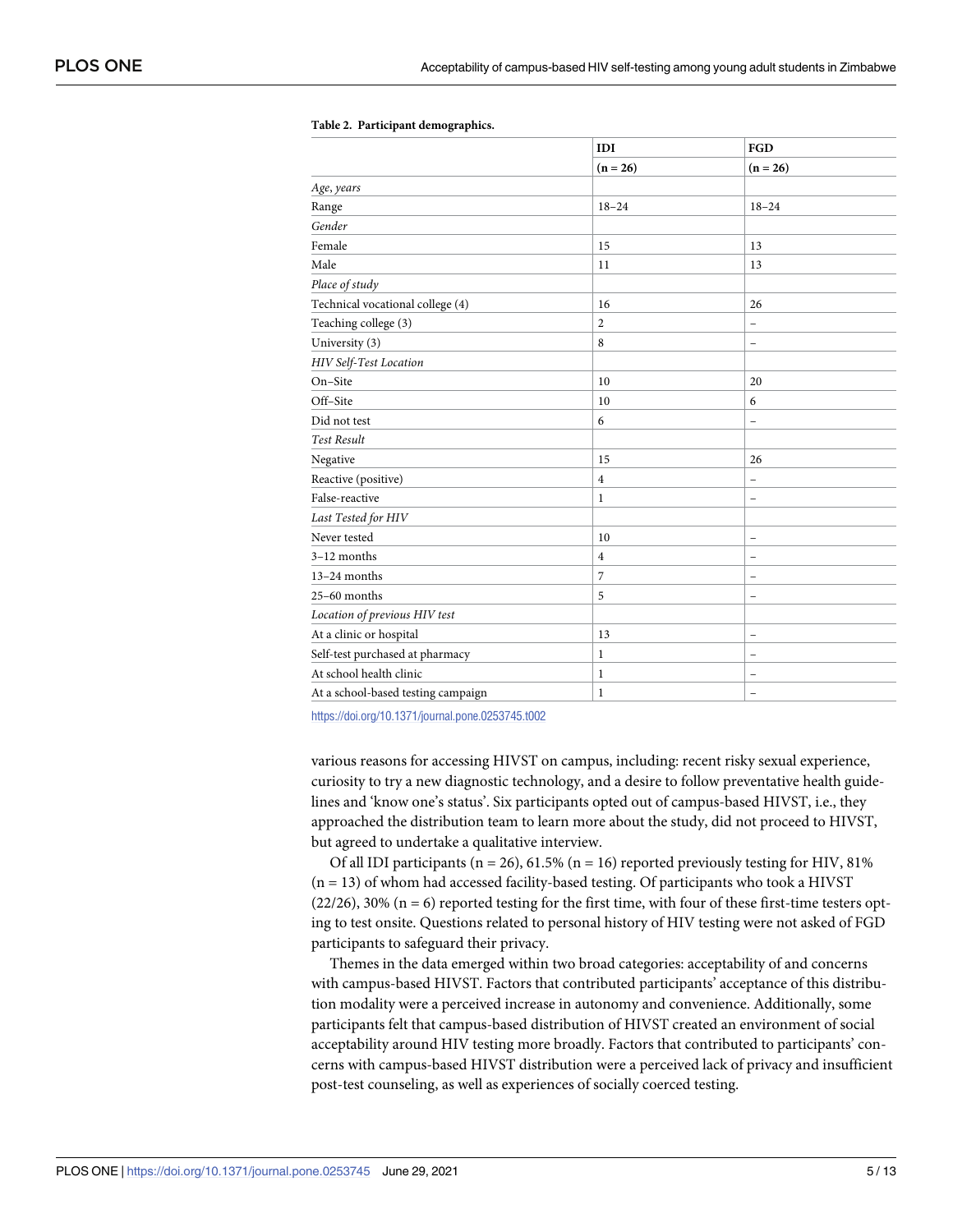**Table 2. Participant demographics.**

| | IDI | FGD |
|---|---|---|
| | (n = 26) | (n = 26) |
| *Age, years* | | |
| Range | 18–24 | 18–24 |
| *Gender* | | |
| Female | 15 | 13 |
| Male | 11 | 13 |
| *Place of study* | | |
| Technical vocational college (4) | 16 | 26 |
| Teaching college (3) | 2 | – |
| University (3) | 8 | – |
| *HIV Self-Test Location* | | |
| On–Site | 10 | 20 |
| Off–Site | 10 | 6 |
| Did not test | 6 | – |
| *Test Result* | | |
| Negative | 15 | 26 |
| Reactive (positive) | 4 | – |
| False-reactive | 1 | – |
| *Last Tested for HIV* | | |
| Never tested | 10 | – |
| 3–12 months | 4 | – |
| 13–24 months | 7 | – |
| 25–60 months | 5 | – |
| *Location of previous HIV test* | | |
| At a clinic or hospital | 13 | – |
| Self-test purchased at pharmacy | 1 | – |
| At school health clinic | 1 | – |
| At a school-based testing campaign | 1 | – |

https://doi.org/10.1371/journal.pone.0253745.t002

various reasons for accessing HIVST on campus, including: recent risky sexual experience, curiosity to try a new diagnostic technology, and a desire to follow preventative health guidelines and 'know one's status'. Six participants opted out of campus-based HIVST, i.e., they approached the distribution team to learn more about the study, did not proceed to HIVST, but agreed to undertake a qualitative interview.

Of all IDI participants (n = 26), 61.5% (n = 16) reported previously testing for HIV, 81% (n = 13) of whom had accessed facility-based testing. Of participants who took a HIVST (22/26), 30% (n = 6) reported testing for the first time, with four of these first-time testers opting to test onsite. Questions related to personal history of HIV testing were not asked of FGD participants to safeguard their privacy.

Themes in the data emerged within two broad categories: acceptability of and concerns with campus-based HIVST. Factors that contributed participants' acceptance of this distribution modality were a perceived increase in autonomy and convenience. Additionally, some participants felt that campus-based distribution of HIVST created an environment of social acceptability around HIV testing more broadly. Factors that contributed to participants' concerns with campus-based HIVST distribution were a perceived lack of privacy and insufficient post-test counseling, as well as experiences of socially coerced testing.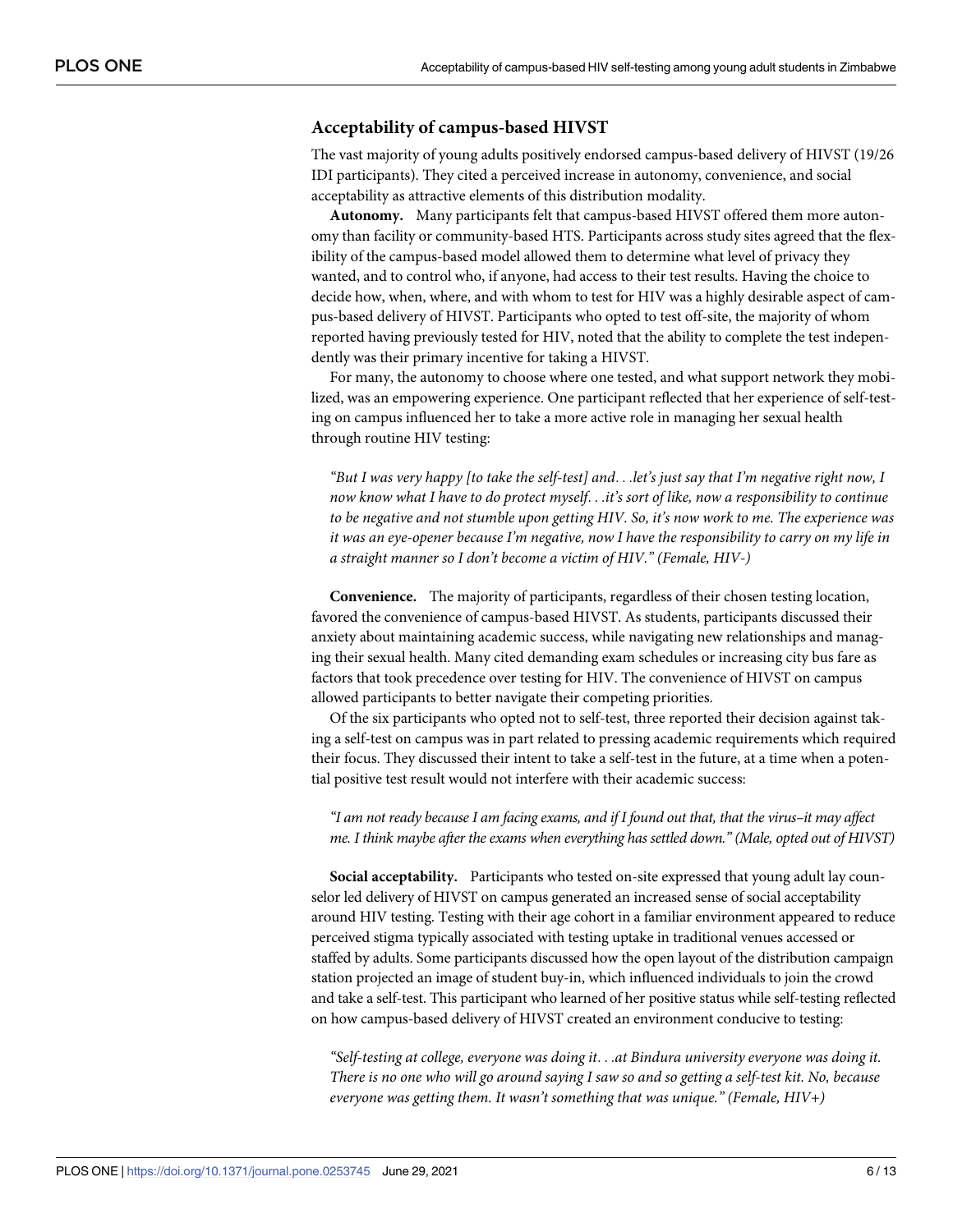### Acceptability of campus-based HIVST

The vast majority of young adults positively endorsed campus-based delivery of HIVST (19/26 IDI participants). They cited a perceived increase in autonomy, convenience, and social acceptability as attractive elements of this distribution modality.

**Autonomy.** Many participants felt that campus-based HIVST offered them more autonomy than facility or community-based HTS. Participants across study sites agreed that the flexibility of the campus-based model allowed them to determine what level of privacy they wanted, and to control who, if anyone, had access to their test results. Having the choice to decide how, when, where, and with whom to test for HIV was a highly desirable aspect of campus-based delivery of HIVST. Participants who opted to test off-site, the majority of whom reported having previously tested for HIV, noted that the ability to complete the test independently was their primary incentive for taking a HIVST.

For many, the autonomy to choose where one tested, and what support network they mobilized, was an empowering experience. One participant reflected that her experience of self-testing on campus influenced her to take a more active role in managing her sexual health through routine HIV testing:

> *"But I was very happy [to take the self-test] and. . .let's just say that I'm negative right now, I now know what I have to do protect myself. . .it's sort of like, now a responsibility to continue to be negative and not stumble upon getting HIV. So, it's now work to me. The experience was it was an eye-opener because I'm negative, now I have the responsibility to carry on my life in a straight manner so I don't become a victim of HIV." (Female, HIV-)*

**Convenience.** The majority of participants, regardless of their chosen testing location, favored the convenience of campus-based HIVST. As students, participants discussed their anxiety about maintaining academic success, while navigating new relationships and managing their sexual health. Many cited demanding exam schedules or increasing city bus fare as factors that took precedence over testing for HIV. The convenience of HIVST on campus allowed participants to better navigate their competing priorities.

Of the six participants who opted not to self-test, three reported their decision against taking a self-test on campus was in part related to pressing academic requirements which required their focus. They discussed their intent to take a self-test in the future, at a time when a potential positive test result would not interfere with their academic success:

> *"I am not ready because I am facing exams, and if I found out that, that the virus–it may affect me. I think maybe after the exams when everything has settled down." (Male, opted out of HIVST)*

**Social acceptability.** Participants who tested on-site expressed that young adult lay counselor led delivery of HIVST on campus generated an increased sense of social acceptability around HIV testing. Testing with their age cohort in a familiar environment appeared to reduce perceived stigma typically associated with testing uptake in traditional venues accessed or staffed by adults. Some participants discussed how the open layout of the distribution campaign station projected an image of student buy-in, which influenced individuals to join the crowd and take a self-test. This participant who learned of her positive status while self-testing reflected on how campus-based delivery of HIVST created an environment conducive to testing:

> *"Self-testing at college, everyone was doing it. . .at Bindura university everyone was doing it. There is no one who will go around saying I saw so and so getting a self-test kit. No, because everyone was getting them. It wasn't something that was unique." (Female, HIV+)*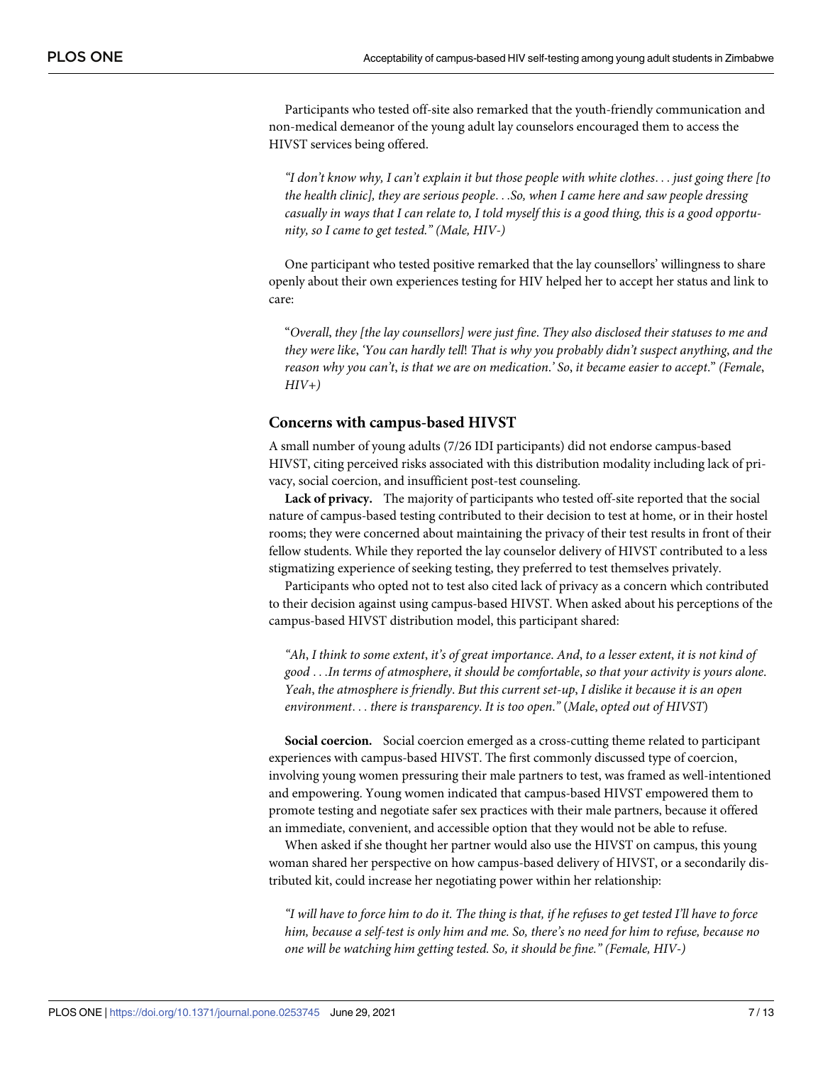Participants who tested off-site also remarked that the youth-friendly communication and non-medical demeanor of the young adult lay counselors encouraged them to access the HIVST services being offered.

> *"I don't know why, I can't explain it but those people with white clothes. . . just going there [to the health clinic], they are serious people. . .So, when I came here and saw people dressing casually in ways that I can relate to, I told myself this is a good thing, this is a good opportunity, so I came to get tested." (Male, HIV-)*

One participant who tested positive remarked that the lay counsellors' willingness to share openly about their own experiences testing for HIV helped her to accept her status and link to care:

> "*Overall, they [the lay counsellors] were just fine. They also disclosed their statuses to me and they were like, 'You can hardly tell! That is why you probably didn't suspect anything, and the reason why you can't, is that we are on medication.' So, it became easier to accept.*" *(Female, HIV+)*

### Concerns with campus-based HIVST

A small number of young adults (7/26 IDI participants) did not endorse campus-based HIVST, citing perceived risks associated with this distribution modality including lack of privacy, social coercion, and insufficient post-test counseling.

**Lack of privacy.** The majority of participants who tested off-site reported that the social nature of campus-based testing contributed to their decision to test at home, or in their hostel rooms; they were concerned about maintaining the privacy of their test results in front of their fellow students. While they reported the lay counselor delivery of HIVST contributed to a less stigmatizing experience of seeking testing, they preferred to test themselves privately.

Participants who opted not to test also cited lack of privacy as a concern which contributed to their decision against using campus-based HIVST. When asked about his perceptions of the campus-based HIVST distribution model, this participant shared:

> *"Ah, I think to some extent, it's of great importance. And, to a lesser extent, it is not kind of good . . .In terms of atmosphere, it should be comfortable, so that your activity is yours alone. Yeah, the atmosphere is friendly. But this current set-up, I dislike it because it is an open environment. . . there is transparency. It is too open."* (*Male, opted out of HIVST*)

**Social coercion.** Social coercion emerged as a cross-cutting theme related to participant experiences with campus-based HIVST. The first commonly discussed type of coercion, involving young women pressuring their male partners to test, was framed as well-intentioned and empowering. Young women indicated that campus-based HIVST empowered them to promote testing and negotiate safer sex practices with their male partners, because it offered an immediate, convenient, and accessible option that they would not be able to refuse.

When asked if she thought her partner would also use the HIVST on campus, this young woman shared her perspective on how campus-based delivery of HIVST, or a secondarily distributed kit, could increase her negotiating power within her relationship:

> *"I will have to force him to do it. The thing is that, if he refuses to get tested I'll have to force him, because a self-test is only him and me. So, there's no need for him to refuse, because no one will be watching him getting tested. So, it should be fine." (Female, HIV-)*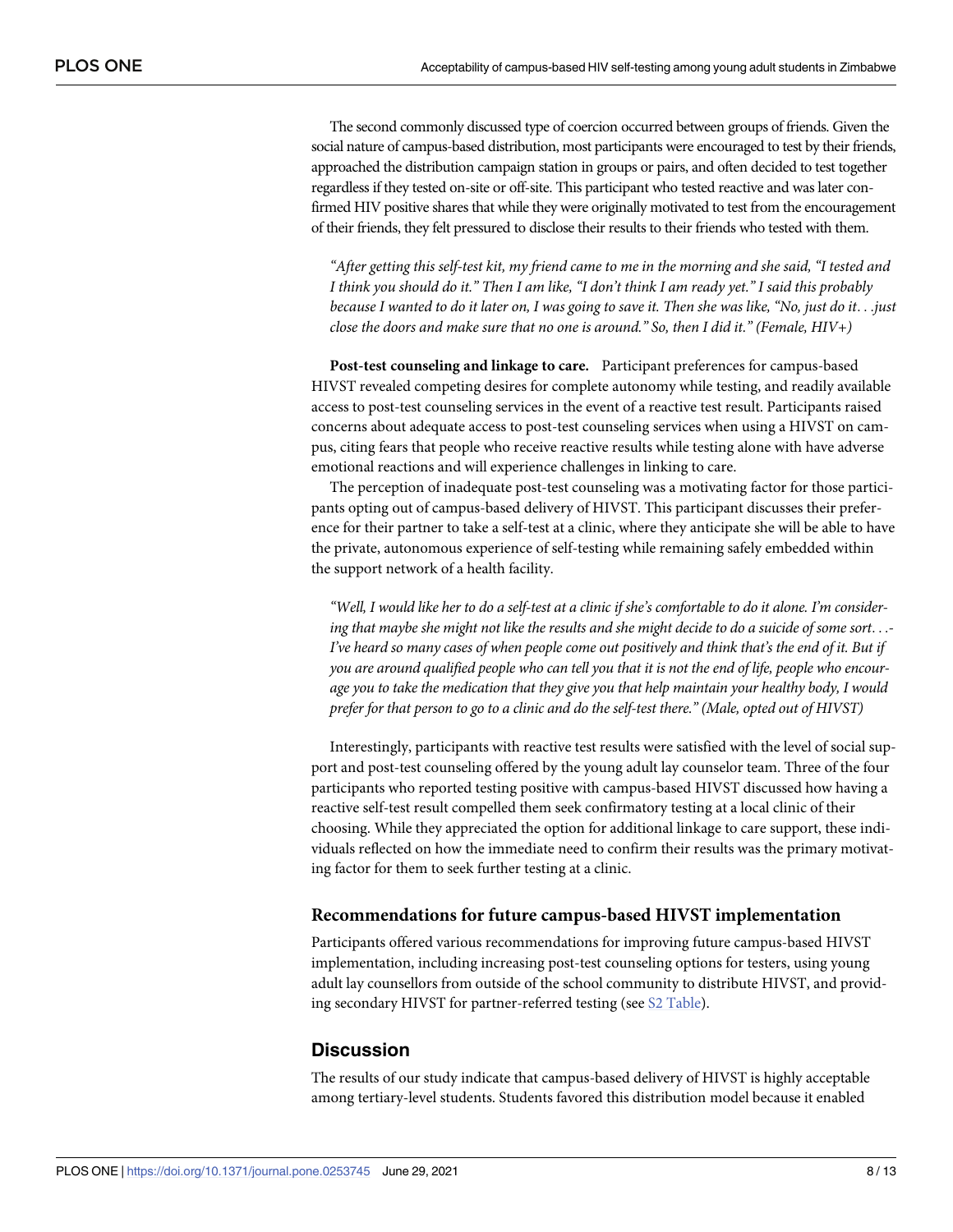The second commonly discussed type of coercion occurred between groups of friends. Given the social nature of campus-based distribution, most participants were encouraged to test by their friends, approached the distribution campaign station in groups or pairs, and often decided to test together regardless if they tested on-site or off-site. This participant who tested reactive and was later confirmed HIV positive shares that while they were originally motivated to test from the encouragement of their friends, they felt pressured to disclose their results to their friends who tested with them.

> *"After getting this self-test kit, my friend came to me in the morning and she said, "I tested and I think you should do it." Then I am like, "I don't think I am ready yet." I said this probably because I wanted to do it later on, I was going to save it. Then she was like, "No, just do it. . .just close the doors and make sure that no one is around." So, then I did it." (Female, HIV+)*

**Post-test counseling and linkage to care.** Participant preferences for campus-based HIVST revealed competing desires for complete autonomy while testing, and readily available access to post-test counseling services in the event of a reactive test result. Participants raised concerns about adequate access to post-test counseling services when using a HIVST on campus, citing fears that people who receive reactive results while testing alone with have adverse emotional reactions and will experience challenges in linking to care.

The perception of inadequate post-test counseling was a motivating factor for those participants opting out of campus-based delivery of HIVST. This participant discusses their preference for their partner to take a self-test at a clinic, where they anticipate she will be able to have the private, autonomous experience of self-testing while remaining safely embedded within the support network of a health facility.

> *"Well, I would like her to do a self-test at a clinic if she's comfortable to do it alone. I'm considering that maybe she might not like the results and she might decide to do a suicide of some sort. . .- I've heard so many cases of when people come out positively and think that's the end of it. But if you are around qualified people who can tell you that it is not the end of life, people who encourage you to take the medication that they give you that help maintain your healthy body, I would prefer for that person to go to a clinic and do the self-test there." (Male, opted out of HIVST)*

Interestingly, participants with reactive test results were satisfied with the level of social support and post-test counseling offered by the young adult lay counselor team. Three of the four participants who reported testing positive with campus-based HIVST discussed how having a reactive self-test result compelled them seek confirmatory testing at a local clinic of their choosing. While they appreciated the option for additional linkage to care support, these individuals reflected on how the immediate need to confirm their results was the primary motivating factor for them to seek further testing at a clinic.

### Recommendations for future campus-based HIVST implementation

Participants offered various recommendations for improving future campus-based HIVST implementation, including increasing post-test counseling options for testers, using young adult lay counsellors from outside of the school community to distribute HIVST, and providing secondary HIVST for partner-referred testing (see S2 Table).

## Discussion

The results of our study indicate that campus-based delivery of HIVST is highly acceptable among tertiary-level students. Students favored this distribution model because it enabled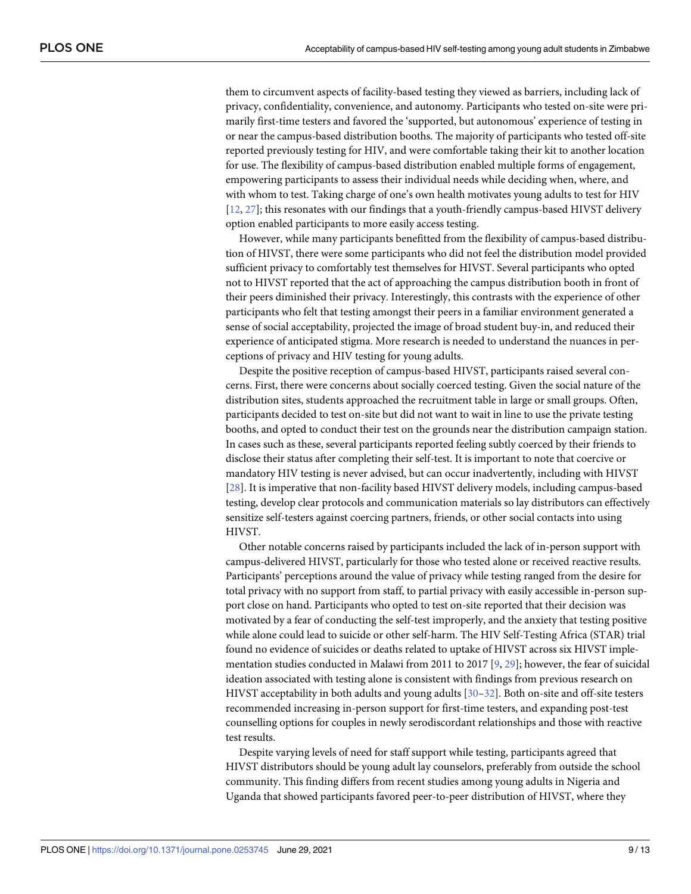them to circumvent aspects of facility-based testing they viewed as barriers, including lack of privacy, confidentiality, convenience, and autonomy. Participants who tested on-site were primarily first-time testers and favored the 'supported, but autonomous' experience of testing in or near the campus-based distribution booths. The majority of participants who tested off-site reported previously testing for HIV, and were comfortable taking their kit to another location for use. The flexibility of campus-based distribution enabled multiple forms of engagement, empowering participants to assess their individual needs while deciding when, where, and with whom to test. Taking charge of one's own health motivates young adults to test for HIV [12, 27]; this resonates with our findings that a youth-friendly campus-based HIVST delivery option enabled participants to more easily access testing.

However, while many participants benefitted from the flexibility of campus-based distribution of HIVST, there were some participants who did not feel the distribution model provided sufficient privacy to comfortably test themselves for HIVST. Several participants who opted not to HIVST reported that the act of approaching the campus distribution booth in front of their peers diminished their privacy. Interestingly, this contrasts with the experience of other participants who felt that testing amongst their peers in a familiar environment generated a sense of social acceptability, projected the image of broad student buy-in, and reduced their experience of anticipated stigma. More research is needed to understand the nuances in perceptions of privacy and HIV testing for young adults.

Despite the positive reception of campus-based HIVST, participants raised several concerns. First, there were concerns about socially coerced testing. Given the social nature of the distribution sites, students approached the recruitment table in large or small groups. Often, participants decided to test on-site but did not want to wait in line to use the private testing booths, and opted to conduct their test on the grounds near the distribution campaign station. In cases such as these, several participants reported feeling subtly coerced by their friends to disclose their status after completing their self-test. It is important to note that coercive or mandatory HIV testing is never advised, but can occur inadvertently, including with HIVST [28]. It is imperative that non-facility based HIVST delivery models, including campus-based testing, develop clear protocols and communication materials so lay distributors can effectively sensitize self-testers against coercing partners, friends, or other social contacts into using HIVST.

Other notable concerns raised by participants included the lack of in-person support with campus-delivered HIVST, particularly for those who tested alone or received reactive results. Participants' perceptions around the value of privacy while testing ranged from the desire for total privacy with no support from staff, to partial privacy with easily accessible in-person support close on hand. Participants who opted to test on-site reported that their decision was motivated by a fear of conducting the self-test improperly, and the anxiety that testing positive while alone could lead to suicide or other self-harm. The HIV Self-Testing Africa (STAR) trial found no evidence of suicides or deaths related to uptake of HIVST across six HIVST implementation studies conducted in Malawi from 2011 to 2017 [9, 29]; however, the fear of suicidal ideation associated with testing alone is consistent with findings from previous research on HIVST acceptability in both adults and young adults [30–32]. Both on-site and off-site testers recommended increasing in-person support for first-time testers, and expanding post-test counselling options for couples in newly serodiscordant relationships and those with reactive test results.

Despite varying levels of need for staff support while testing, participants agreed that HIVST distributors should be young adult lay counselors, preferably from outside the school community. This finding differs from recent studies among young adults in Nigeria and Uganda that showed participants favored peer-to-peer distribution of HIVST, where they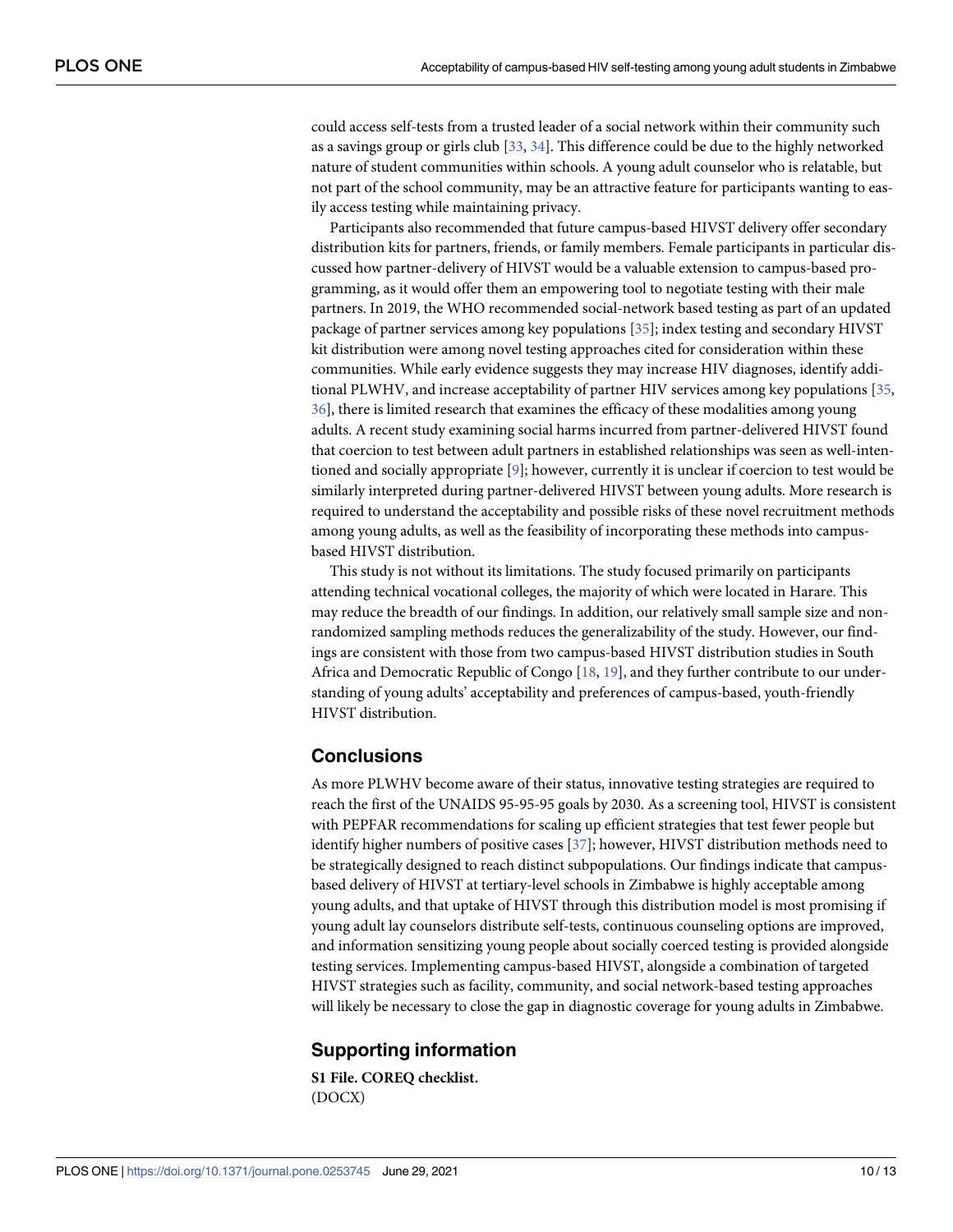could access self-tests from a trusted leader of a social network within their community such as a savings group or girls club [33, 34]. This difference could be due to the highly networked nature of student communities within schools. A young adult counselor who is relatable, but not part of the school community, may be an attractive feature for participants wanting to easily access testing while maintaining privacy.

Participants also recommended that future campus-based HIVST delivery offer secondary distribution kits for partners, friends, or family members. Female participants in particular discussed how partner-delivery of HIVST would be a valuable extension to campus-based programming, as it would offer them an empowering tool to negotiate testing with their male partners. In 2019, the WHO recommended social-network based testing as part of an updated package of partner services among key populations [35]; index testing and secondary HIVST kit distribution were among novel testing approaches cited for consideration within these communities. While early evidence suggests they may increase HIV diagnoses, identify additional PLWHV, and increase acceptability of partner HIV services among key populations [35, 36], there is limited research that examines the efficacy of these modalities among young adults. A recent study examining social harms incurred from partner-delivered HIVST found that coercion to test between adult partners in established relationships was seen as well-intentioned and socially appropriate [9]; however, currently it is unclear if coercion to test would be similarly interpreted during partner-delivered HIVST between young adults. More research is required to understand the acceptability and possible risks of these novel recruitment methods among young adults, as well as the feasibility of incorporating these methods into campus-based HIVST distribution.

This study is not without its limitations. The study focused primarily on participants attending technical vocational colleges, the majority of which were located in Harare. This may reduce the breadth of our findings. In addition, our relatively small sample size and non-randomized sampling methods reduces the generalizability of the study. However, our findings are consistent with those from two campus-based HIVST distribution studies in South Africa and Democratic Republic of Congo [18, 19], and they further contribute to our understanding of young adults' acceptability and preferences of campus-based, youth-friendly HIVST distribution.

## Conclusions

As more PLWHV become aware of their status, innovative testing strategies are required to reach the first of the UNAIDS 95-95-95 goals by 2030. As a screening tool, HIVST is consistent with PEPFAR recommendations for scaling up efficient strategies that test fewer people but identify higher numbers of positive cases [37]; however, HIVST distribution methods need to be strategically designed to reach distinct subpopulations. Our findings indicate that campus-based delivery of HIVST at tertiary-level schools in Zimbabwe is highly acceptable among young adults, and that uptake of HIVST through this distribution model is most promising if young adult lay counselors distribute self-tests, continuous counseling options are improved, and information sensitizing young people about socially coerced testing is provided alongside testing services. Implementing campus-based HIVST, alongside a combination of targeted HIVST strategies such as facility, community, and social network-based testing approaches will likely be necessary to close the gap in diagnostic coverage for young adults in Zimbabwe.

## Supporting information

**S1 File. COREQ checklist.**
(DOCX)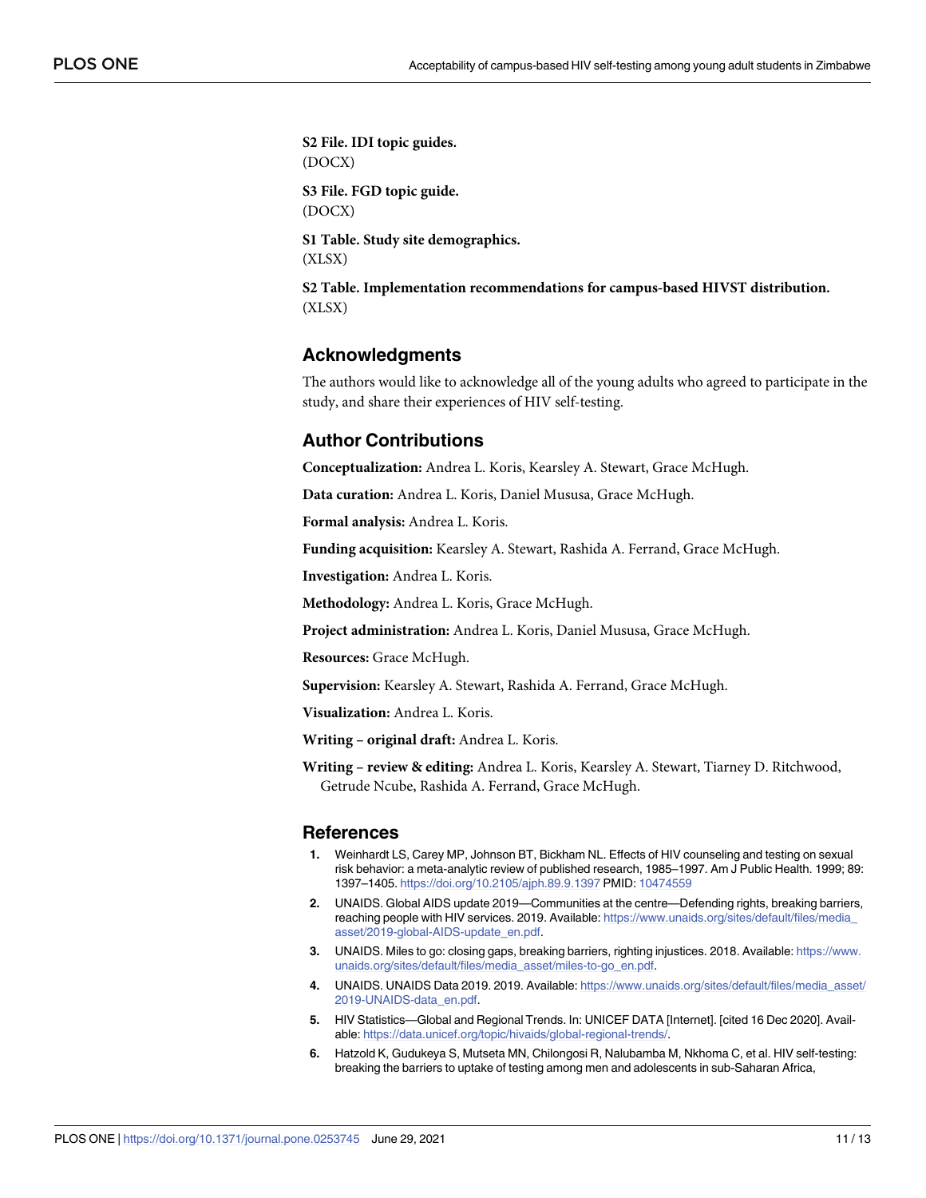**S2 File. IDI topic guides.**
(DOCX)

**S3 File. FGD topic guide.**
(DOCX)

**S1 Table. Study site demographics.**
(XLSX)

**S2 Table. Implementation recommendations for campus-based HIVST distribution.**
(XLSX)

## Acknowledgments

The authors would like to acknowledge all of the young adults who agreed to participate in the study, and share their experiences of HIV self-testing.

## Author Contributions

**Conceptualization:** Andrea L. Koris, Kearsley A. Stewart, Grace McHugh.

**Data curation:** Andrea L. Koris, Daniel Mususa, Grace McHugh.

**Formal analysis:** Andrea L. Koris.

**Funding acquisition:** Kearsley A. Stewart, Rashida A. Ferrand, Grace McHugh.

**Investigation:** Andrea L. Koris.

**Methodology:** Andrea L. Koris, Grace McHugh.

**Project administration:** Andrea L. Koris, Daniel Mususa, Grace McHugh.

**Resources:** Grace McHugh.

**Supervision:** Kearsley A. Stewart, Rashida A. Ferrand, Grace McHugh.

**Visualization:** Andrea L. Koris.

**Writing – original draft:** Andrea L. Koris.

**Writing – review & editing:** Andrea L. Koris, Kearsley A. Stewart, Tiarney D. Ritchwood, Getrude Ncube, Rashida A. Ferrand, Grace McHugh.

## References

1. Weinhardt LS, Carey MP, Johnson BT, Bickham NL. Effects of HIV counseling and testing on sexual risk behavior: a meta-analytic review of published research, 1985–1997. Am J Public Health. 1999; 89: 1397–1405. https://doi.org/10.2105/ajph.89.9.1397 PMID: 10474559
2. UNAIDS. Global AIDS update 2019—Communities at the centre—Defending rights, breaking barriers, reaching people with HIV services. 2019. Available: https://www.unaids.org/sites/default/files/media_asset/2019-global-AIDS-update_en.pdf.
3. UNAIDS. Miles to go: closing gaps, breaking barriers, righting injustices. 2018. Available: https://www.unaids.org/sites/default/files/media_asset/miles-to-go_en.pdf.
4. UNAIDS. UNAIDS Data 2019. 2019. Available: https://www.unaids.org/sites/default/files/media_asset/2019-UNAIDS-data_en.pdf.
5. HIV Statistics—Global and Regional Trends. In: UNICEF DATA [Internet]. [cited 16 Dec 2020]. Available: https://data.unicef.org/topic/hivaids/global-regional-trends/.
6. Hatzold K, Gudukeya S, Mutseta MN, Chilongosi R, Nalubamba M, Nkhoma C, et al. HIV self-testing: breaking the barriers to uptake of testing among men and adolescents in sub-Saharan Africa,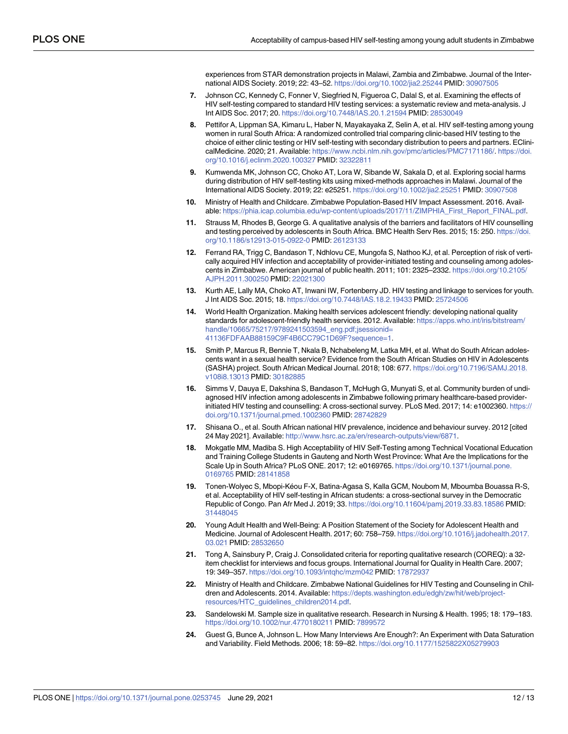experiences from STAR demonstration projects in Malawi, Zambia and Zimbabwe. Journal of the International AIDS Society. 2019; 22: 43–52. https://doi.org/10.1002/jia2.25244 PMID: 30907505

7. Johnson CC, Kennedy C, Fonner V, Siegfried N, Figueroa C, Dalal S, et al. Examining the effects of HIV self-testing compared to standard HIV testing services: a systematic review and meta-analysis. J Int AIDS Soc. 2017; 20. https://doi.org/10.7448/IAS.20.1.21594 PMID: 28530049

8. Pettifor A, Lippman SA, Kimaru L, Haber N, Mayakayaka Z, Selin A, et al. HIV self-testing among young women in rural South Africa: A randomized controlled trial comparing clinic-based HIV testing to the choice of either clinic testing or HIV self-testing with secondary distribution to peers and partners. EClinicalMedicine. 2020; 21. Available: https://www.ncbi.nlm.nih.gov/pmc/articles/PMC7171186/. https://doi.org/10.1016/j.eclinm.2020.100327 PMID: 32322811

9. Kumwenda MK, Johnson CC, Choko AT, Lora W, Sibande W, Sakala D, et al. Exploring social harms during distribution of HIV self-testing kits using mixed-methods approaches in Malawi. Journal of the International AIDS Society. 2019; 22: e25251. https://doi.org/10.1002/jia2.25251 PMID: 30907508

10. Ministry of Health and Childcare. Zimbabwe Population-Based HIV Impact Assessment. 2016. Available: https://phia.icap.columbia.edu/wp-content/uploads/2017/11/ZIMPHIA_First_Report_FINAL.pdf.

11. Strauss M, Rhodes B, George G. A qualitative analysis of the barriers and facilitators of HIV counselling and testing perceived by adolescents in South Africa. BMC Health Serv Res. 2015; 15: 250. https://doi.org/10.1186/s12913-015-0922-0 PMID: 26123133

12. Ferrand RA, Trigg C, Bandason T, Ndhlovu CE, Mungofa S, Nathoo KJ, et al. Perception of risk of vertically acquired HIV infection and acceptability of provider-initiated testing and counseling among adolescents in Zimbabwe. American journal of public health. 2011; 101: 2325–2332. https://doi.org/10.2105/AJPH.2011.300250 PMID: 22021300

13. Kurth AE, Lally MA, Choko AT, Inwani IW, Fortenberry JD. HIV testing and linkage to services for youth. J Int AIDS Soc. 2015; 18. https://doi.org/10.7448/IAS.18.2.19433 PMID: 25724506

14. World Health Organization. Making health services adolescent friendly: developing national quality standards for adolescent-friendly health services. 2012. Available: https://apps.who.int/iris/bitstream/handle/10665/75217/9789241503594_eng.pdf;jsessionid=41136FDFAAB88159C9F4B6CC79C1D69F?sequence=1.

15. Smith P, Marcus R, Bennie T, Nkala B, Nchabeleng M, Latka MH, et al. What do South African adolescents want in a sexual health service? Evidence from the South African Studies on HIV in Adolescents (SASHA) project. South African Medical Journal. 2018; 108: 677. https://doi.org/10.7196/SAMJ.2018.v108i8.13013 PMID: 30182885

16. Simms V, Dauya E, Dakshina S, Bandason T, McHugh G, Munyati S, et al. Community burden of undiagnosed HIV infection among adolescents in Zimbabwe following primary healthcare-based provider-initiated HIV testing and counselling: A cross-sectional survey. PLoS Med. 2017; 14: e1002360. https://doi.org/10.1371/journal.pmed.1002360 PMID: 28742829

17. Shisana O., et al. South African national HIV prevalence, incidence and behaviour survey. 2012 [cited 24 May 2021]. Available: http://www.hsrc.ac.za/en/research-outputs/view/6871.

18. Mokgatle MM, Madiba S. High Acceptability of HIV Self-Testing among Technical Vocational Education and Training College Students in Gauteng and North West Province: What Are the Implications for the Scale Up in South Africa? PLoS ONE. 2017; 12: e0169765. https://doi.org/10.1371/journal.pone.0169765 PMID: 28141858

19. Tonen-Wolyec S, Mbopi-Kéou F-X, Batina-Agasa S, Kalla GCM, Noubom M, Mboumba Bouassa R-S, et al. Acceptability of HIV self-testing in African students: a cross-sectional survey in the Democratic Republic of Congo. Pan Afr Med J. 2019; 33. https://doi.org/10.11604/pamj.2019.33.83.18586 PMID: 31448045

20. Young Adult Health and Well-Being: A Position Statement of the Society for Adolescent Health and Medicine. Journal of Adolescent Health. 2017; 60: 758–759. https://doi.org/10.1016/j.jadohealth.2017.03.021 PMID: 28532650

21. Tong A, Sainsbury P, Craig J. Consolidated criteria for reporting qualitative research (COREQ): a 32-item checklist for interviews and focus groups. International Journal for Quality in Health Care. 2007; 19: 349–357. https://doi.org/10.1093/intqhc/mzm042 PMID: 17872937

22. Ministry of Health and Childcare. Zimbabwe National Guidelines for HIV Testing and Counseling in Children and Adolescents. 2014. Available: https://depts.washington.edu/edgh/zw/hit/web/project-resources/HTC_guidelines_children2014.pdf.

23. Sandelowski M. Sample size in qualitative research. Research in Nursing & Health. 1995; 18: 179–183. https://doi.org/10.1002/nur.4770180211 PMID: 7899572

24. Guest G, Bunce A, Johnson L. How Many Interviews Are Enough?: An Experiment with Data Saturation and Variability. Field Methods. 2006; 18: 59–82. https://doi.org/10.1177/1525822X05279903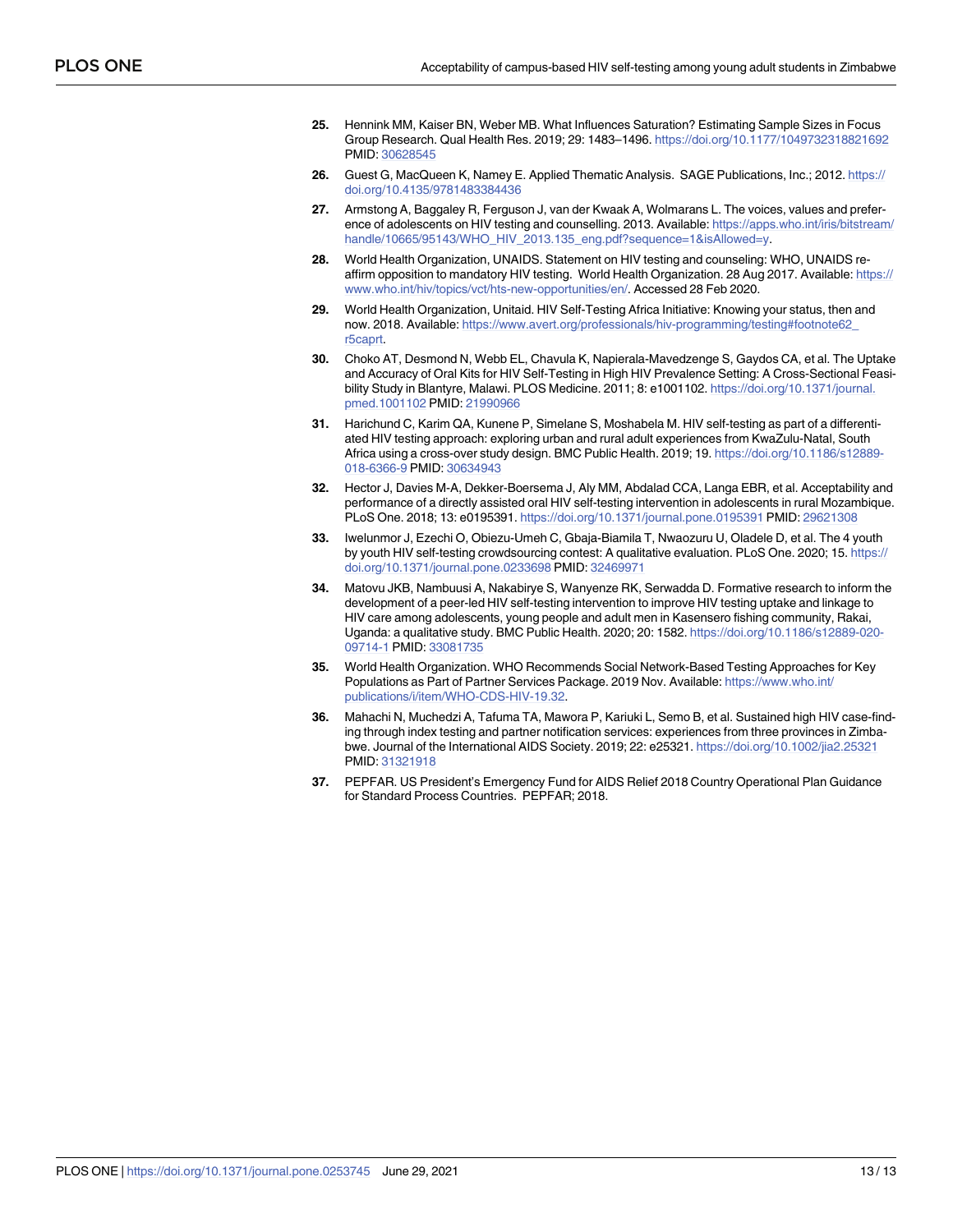25. Hennink MM, Kaiser BN, Weber MB. What Influences Saturation? Estimating Sample Sizes in Focus Group Research. Qual Health Res. 2019; 29: 1483–1496. https://doi.org/10.1177/1049732318821692 PMID: 30628545

26. Guest G, MacQueen K, Namey E. Applied Thematic Analysis. SAGE Publications, Inc.; 2012. https://doi.org/10.4135/9781483384436

27. Armstong A, Baggaley R, Ferguson J, van der Kwaak A, Wolmarans L. The voices, values and preference of adolescents on HIV testing and counselling. 2013. Available: https://apps.who.int/iris/bitstream/handle/10665/95143/WHO_HIV_2013.135_eng.pdf?sequence=1&isAllowed=y.

28. World Health Organization, UNAIDS. Statement on HIV testing and counseling: WHO, UNAIDS re-affirm opposition to mandatory HIV testing. World Health Organization. 28 Aug 2017. Available: https://www.who.int/hiv/topics/vct/hts-new-opportunities/en/. Accessed 28 Feb 2020.

29. World Health Organization, Unitaid. HIV Self-Testing Africa Initiative: Knowing your status, then and now. 2018. Available: https://www.avert.org/professionals/hiv-programming/testing#footnote62_r5caprt.

30. Choko AT, Desmond N, Webb EL, Chavula K, Napierala-Mavedzenge S, Gaydos CA, et al. The Uptake and Accuracy of Oral Kits for HIV Self-Testing in High HIV Prevalence Setting: A Cross-Sectional Feasibility Study in Blantyre, Malawi. PLOS Medicine. 2011; 8: e1001102. https://doi.org/10.1371/journal.pmed.1001102 PMID: 21990966

31. Harichund C, Karim QA, Kunene P, Simelane S, Moshabela M. HIV self-testing as part of a differentiated HIV testing approach: exploring urban and rural adult experiences from KwaZulu-Natal, South Africa using a cross-over study design. BMC Public Health. 2019; 19. https://doi.org/10.1186/s12889-018-6366-9 PMID: 30634943

32. Hector J, Davies M-A, Dekker-Boersema J, Aly MM, Abdalad CCA, Langa EBR, et al. Acceptability and performance of a directly assisted oral HIV self-testing intervention in adolescents in rural Mozambique. PLoS One. 2018; 13: e0195391. https://doi.org/10.1371/journal.pone.0195391 PMID: 29621308

33. Iwelunmor J, Ezechi O, Obiezu-Umeh C, Gbaja-Biamila T, Nwaozuru U, Oladele D, et al. The 4 youth by youth HIV self-testing crowdsourcing contest: A qualitative evaluation. PLoS One. 2020; 15. https://doi.org/10.1371/journal.pone.0233698 PMID: 32469971

34. Matovu JKB, Nambuusi A, Nakabirye S, Wanyenze RK, Serwadda D. Formative research to inform the development of a peer-led HIV self-testing intervention to improve HIV testing uptake and linkage to HIV care among adolescents, young people and adult men in Kasensero fishing community, Rakai, Uganda: a qualitative study. BMC Public Health. 2020; 20: 1582. https://doi.org/10.1186/s12889-020-09714-1 PMID: 33081735

35. World Health Organization. WHO Recommends Social Network-Based Testing Approaches for Key Populations as Part of Partner Services Package. 2019 Nov. Available: https://www.who.int/publications/i/item/WHO-CDS-HIV-19.32.

36. Mahachi N, Muchedzi A, Tafuma TA, Mawora P, Kariuki L, Semo B, et al. Sustained high HIV case-finding through index testing and partner notification services: experiences from three provinces in Zimbabwe. Journal of the International AIDS Society. 2019; 22: e25321. https://doi.org/10.1002/jia2.25321 PMID: 31321918

37. PEPFAR. US President's Emergency Fund for AIDS Relief 2018 Country Operational Plan Guidance for Standard Process Countries. PEPFAR; 2018.